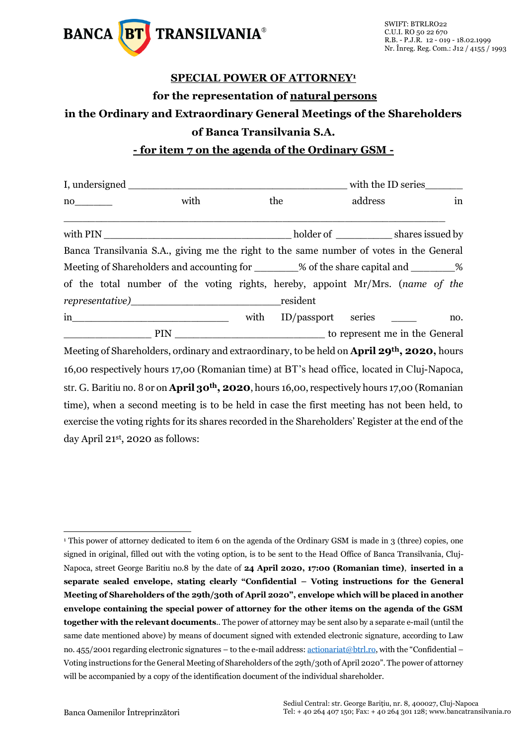## SPECIAL POWER OF ATTORNEY[1]

## for the representation of natural persons

## in the Ordinary and Extraordinary General Meetings of the Shareholders of Banca Transilvania S.A.

## - for item 7 on the agenda of the Ordinary GSM -

I, undersigned ________________________________________ with the ID series______ no______ with the address in ____________________________________________________________________

with PIN _________________________________ holder of __________ shares issued by Banca Transilvania S.A., giving me the right to the same number of votes in the General Meeting of Shareholders and accounting for ________% of the share capital and ________% of the total number of the voting rights, hereby, appoint Mr/Mrs. (*name of the representative)*__________________________resident in_____________________________ with ID/passport series _____ no. _______________ PIN ___________________________ to represent me in the General Meeting of Shareholders, ordinary and extraordinary, to be held on **April 29th, 2020,** hours 16,00 respectively hours 17,00 (Romanian time) at BT's head office, located in Cluj-Napoca, str. G. Baritiu no. 8 or on **April 30th, 2020**, hours 16,00, respectively hours 17,00 (Romanian time), when a second meeting is to be held in case the first meeting has not been held, to exercise the voting rights for its shares recorded in the Shareholders' Register at the end of the day April 21st, 2020 as follows:

---

[1] This power of attorney dedicated to item 6 on the agenda of the Ordinary GSM is made in 3 (three) copies, one signed in original, filled out with the voting option, is to be sent to the Head Office of Banca Transilvania, Cluj-Napoca, street George Baritiu no.8 by the date of **24 April 2020, 17:00 (Romanian time)**, **inserted in a separate sealed envelope, stating clearly "Confidential – Voting instructions for the General Meeting of Shareholders of the 29th/30th of April 2020", envelope which will be placed in another envelope containing the special power of attorney for the other items on the agenda of the GSM together with the relevant documents**.. The power of attorney may be sent also by a separate e-mail (until the same date mentioned above) by means of document signed with extended electronic signature, according to Law no. 455/2001 regarding electronic signatures – to the e-mail address: actionariat@btrl.ro, with the "Confidential – Voting instructions for the General Meeting of Shareholders of the 29th/30th of April 2020". The power of attorney will be accompanied by a copy of the identification document of the individual shareholder.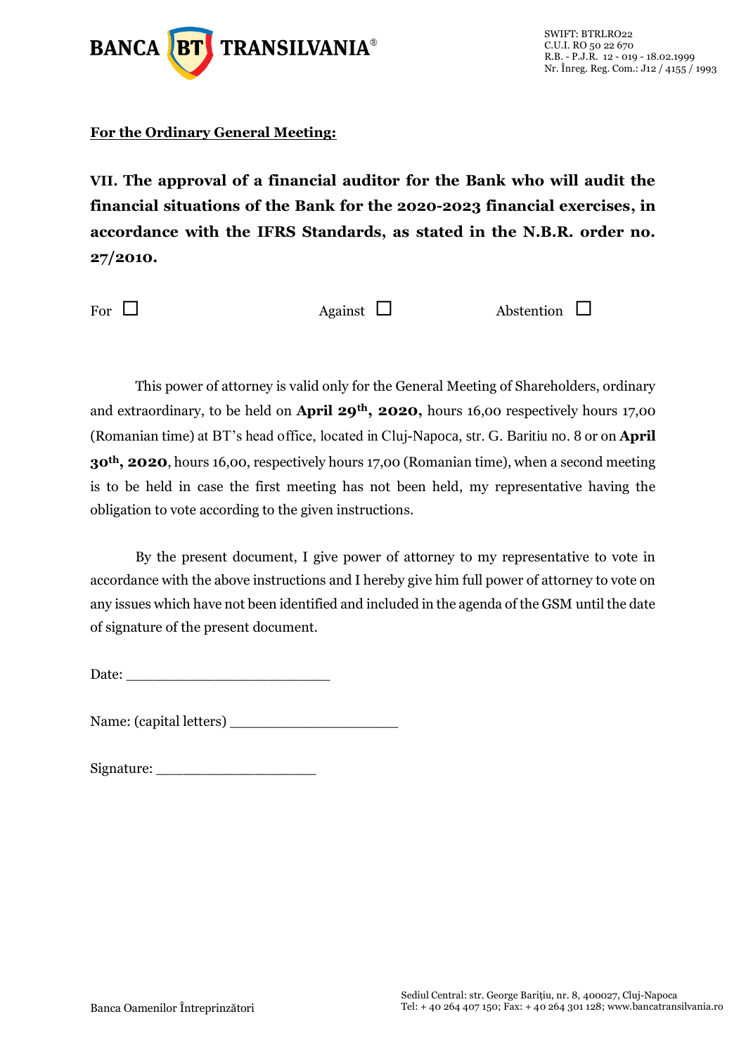**For the Ordinary General Meeting:**

**VII. The approval of a financial auditor for the Bank who will audit the financial situations of the Bank for the 2020-2023 financial exercises, in accordance with the IFRS Standards, as stated in the N.B.R. order no. 27/2010.**

For ☐ Against ☐ Abstention ☐

This power of attorney is valid only for the General Meeting of Shareholders, ordinary and extraordinary, to be held on **April 29th, 2020,** hours 16,00 respectively hours 17,00 (Romanian time) at BT's head office, located in Cluj-Napoca, str. G. Baritiu no. 8 or on **April 30th, 2020**, hours 16,00, respectively hours 17,00 (Romanian time), when a second meeting is to be held in case the first meeting has not been held, my representative having the obligation to vote according to the given instructions.

By the present document, I give power of attorney to my representative to vote in accordance with the above instructions and I hereby give him full power of attorney to vote on any issues which have not been identified and included in the agenda of the GSM until the date of signature of the present document.

Date: ________________________

Name: (capital letters) ____________________

Signature: ___________________